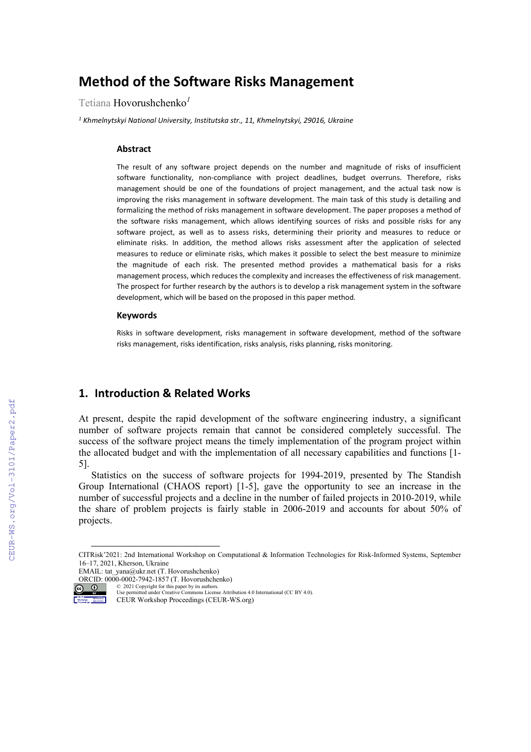# Method of the Software Risks Management

Tetiana Hovorushchenko[1]

[1] *Khmelnytskyi National University, Institutska str., 11, Khmelnytskyi, 29016, Ukraine*

### Abstract

The result of any software project depends on the number and magnitude of risks of insufficient software functionality, non-compliance with project deadlines, budget overruns. Therefore, risks management should be one of the foundations of project management, and the actual task now is improving the risks management in software development. The main task of this study is detailing and formalizing the method of risks management in software development. The paper proposes a method of the software risks management, which allows identifying sources of risks and possible risks for any software project, as well as to assess risks, determining their priority and measures to reduce or eliminate risks. In addition, the method allows risks assessment after the application of selected measures to reduce or eliminate risks, which makes it possible to select the best measure to minimize the magnitude of each risk. The presented method provides a mathematical basis for a risks management process, which reduces the complexity and increases the effectiveness of risk management. The prospect for further research by the authors is to develop a risk management system in the software development, which will be based on the proposed in this paper method.

### Keywords

Risks in software development, risks management in software development, method of the software risks management, risks identification, risks analysis, risks planning, risks monitoring.

## 1. Introduction & Related Works

At present, despite the rapid development of the software engineering industry, a significant number of software projects remain that cannot be considered completely successful. The success of the software project means the timely implementation of the program project within the allocated budget and with the implementation of all necessary capabilities and functions [1-5].

Statistics on the success of software projects for 1994-2019, presented by The Standish Group International (CHAOS report) [1-5], gave the opportunity to see an increase in the number of successful projects and a decline in the number of failed projects in 2010-2019, while the share of problem projects is fairly stable in 2006-2019 and accounts for about 50% of projects.

---

CITRisk'2021: 2nd International Workshop on Computational & Information Technologies for Risk-Informed Systems, September 16–17, 2021, Kherson, Ukraine
EMAIL: tat_yana@ukr.net (T. Hovorushchenko)
ORCID: 0000-0002-7942-1857 (T. Hovorushchenko)
© 2021 Copyright for this paper by its authors.
Use permitted under Creative Commons License Attribution 4.0 International (CC BY 4.0).
CEUR Workshop Proceedings (CEUR-WS.org)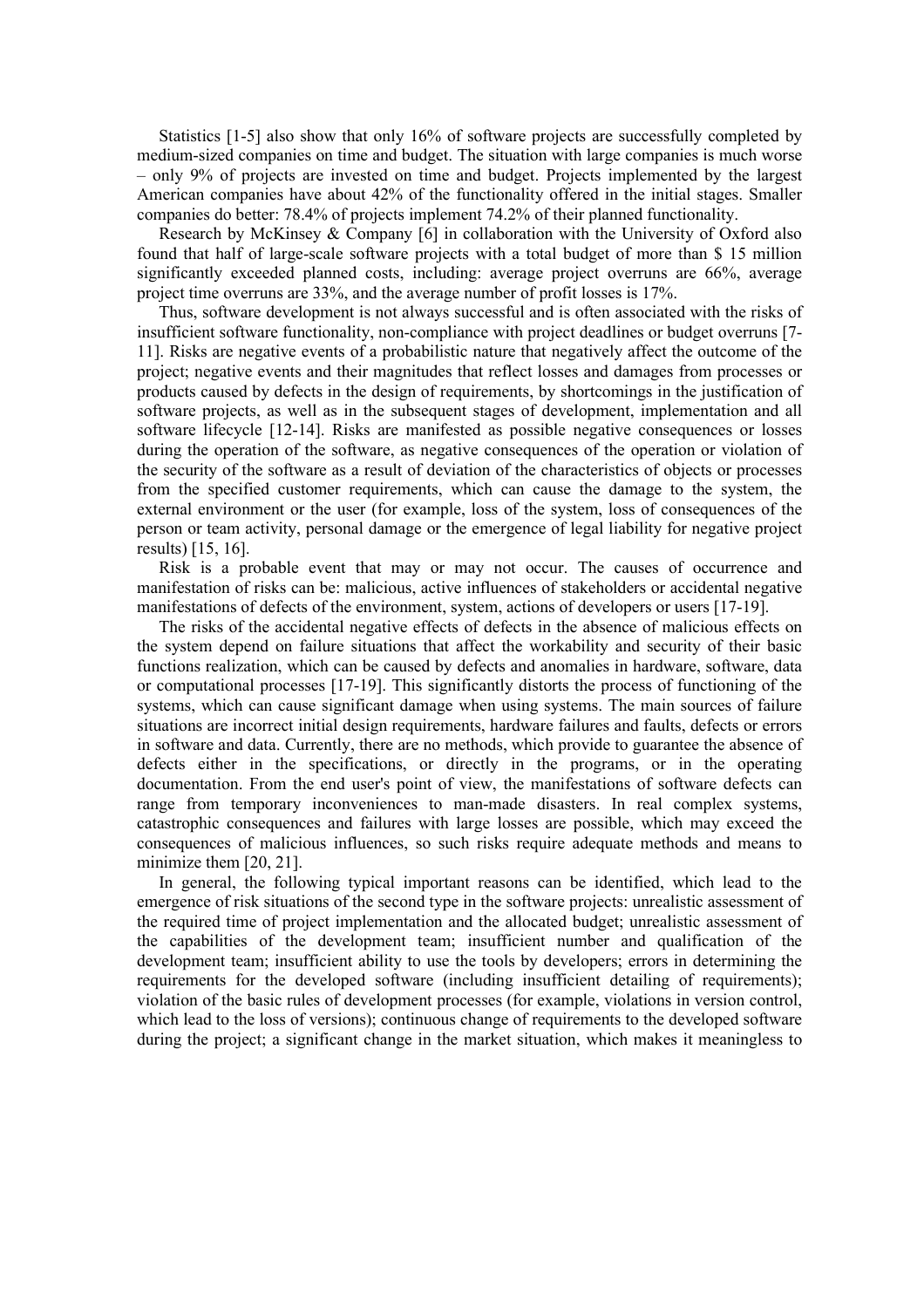Statistics [1-5] also show that only 16% of software projects are successfully completed by medium-sized companies on time and budget. The situation with large companies is much worse – only 9% of projects are invested on time and budget. Projects implemented by the largest American companies have about 42% of the functionality offered in the initial stages. Smaller companies do better: 78.4% of projects implement 74.2% of their planned functionality.

Research by McKinsey & Company [6] in collaboration with the University of Oxford also found that half of large-scale software projects with a total budget of more than $ 15 million significantly exceeded planned costs, including: average project overruns are 66%, average project time overruns are 33%, and the average number of profit losses is 17%.

Thus, software development is not always successful and is often associated with the risks of insufficient software functionality, non-compliance with project deadlines or budget overruns [7-11]. Risks are negative events of a probabilistic nature that negatively affect the outcome of the project; negative events and their magnitudes that reflect losses and damages from processes or products caused by defects in the design of requirements, by shortcomings in the justification of software projects, as well as in the subsequent stages of development, implementation and all software lifecycle [12-14]. Risks are manifested as possible negative consequences or losses during the operation of the software, as negative consequences of the operation or violation of the security of the software as a result of deviation of the characteristics of objects or processes from the specified customer requirements, which can cause the damage to the system, the external environment or the user (for example, loss of the system, loss of consequences of the person or team activity, personal damage or the emergence of legal liability for negative project results) [15, 16].

Risk is a probable event that may or may not occur. The causes of occurrence and manifestation of risks can be: malicious, active influences of stakeholders or accidental negative manifestations of defects of the environment, system, actions of developers or users [17-19].

The risks of the accidental negative effects of defects in the absence of malicious effects on the system depend on failure situations that affect the workability and security of their basic functions realization, which can be caused by defects and anomalies in hardware, software, data or computational processes [17-19]. This significantly distorts the process of functioning of the systems, which can cause significant damage when using systems. The main sources of failure situations are incorrect initial design requirements, hardware failures and faults, defects or errors in software and data. Currently, there are no methods, which provide to guarantee the absence of defects either in the specifications, or directly in the programs, or in the operating documentation. From the end user's point of view, the manifestations of software defects can range from temporary inconveniences to man-made disasters. In real complex systems, catastrophic consequences and failures with large losses are possible, which may exceed the consequences of malicious influences, so such risks require adequate methods and means to minimize them [20, 21].

In general, the following typical important reasons can be identified, which lead to the emergence of risk situations of the second type in the software projects: unrealistic assessment of the required time of project implementation and the allocated budget; unrealistic assessment of the capabilities of the development team; insufficient number and qualification of the development team; insufficient ability to use the tools by developers; errors in determining the requirements for the developed software (including insufficient detailing of requirements); violation of the basic rules of development processes (for example, violations in version control, which lead to the loss of versions); continuous change of requirements to the developed software during the project; a significant change in the market situation, which makes it meaningless to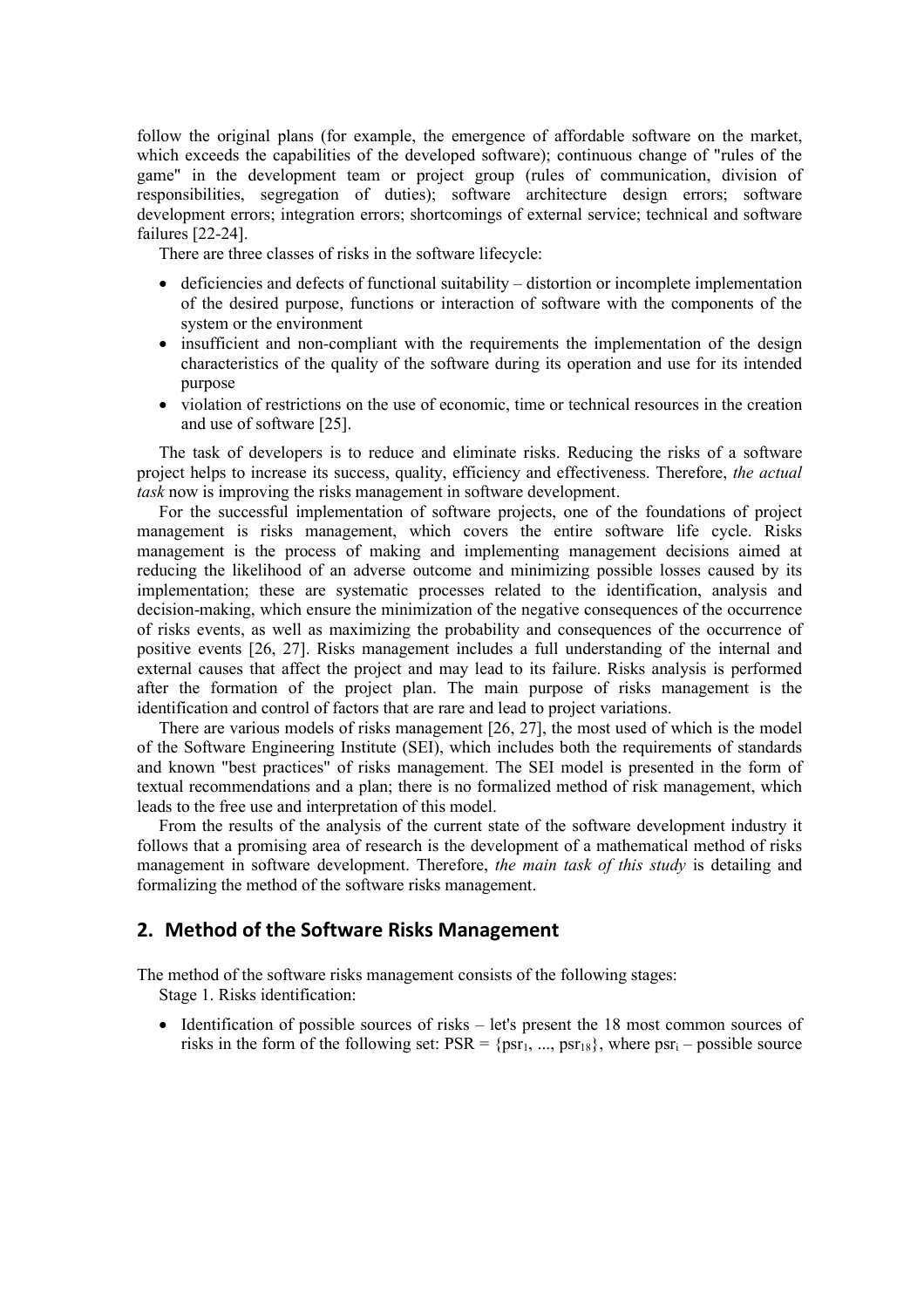follow the original plans (for example, the emergence of affordable software on the market, which exceeds the capabilities of the developed software); continuous change of "rules of the game" in the development team or project group (rules of communication, division of responsibilities, segregation of duties); software architecture design errors; software development errors; integration errors; shortcomings of external service; technical and software failures [22-24].

There are three classes of risks in the software lifecycle:

- deficiencies and defects of functional suitability – distortion or incomplete implementation of the desired purpose, functions or interaction of software with the components of the system or the environment
- insufficient and non-compliant with the requirements the implementation of the design characteristics of the quality of the software during its operation and use for its intended purpose
- violation of restrictions on the use of economic, time or technical resources in the creation and use of software [25].

The task of developers is to reduce and eliminate risks. Reducing the risks of a software project helps to increase its success, quality, efficiency and effectiveness. Therefore, *the actual task* now is improving the risks management in software development.

For the successful implementation of software projects, one of the foundations of project management is risks management, which covers the entire software life cycle. Risks management is the process of making and implementing management decisions aimed at reducing the likelihood of an adverse outcome and minimizing possible losses caused by its implementation; these are systematic processes related to the identification, analysis and decision-making, which ensure the minimization of the negative consequences of the occurrence of risks events, as well as maximizing the probability and consequences of the occurrence of positive events [26, 27]. Risks management includes a full understanding of the internal and external causes that affect the project and may lead to its failure. Risks analysis is performed after the formation of the project plan. The main purpose of risks management is the identification and control of factors that are rare and lead to project variations.

There are various models of risks management [26, 27], the most used of which is the model of the Software Engineering Institute (SEI), which includes both the requirements of standards and known "best practices" of risks management. The SEI model is presented in the form of textual recommendations and a plan; there is no formalized method of risk management, which leads to the free use and interpretation of this model.

From the results of the analysis of the current state of the software development industry it follows that a promising area of research is the development of a mathematical method of risks management in software development. Therefore, *the main task of this study* is detailing and formalizing the method of the software risks management.

## 2. Method of the Software Risks Management

The method of the software risks management consists of the following stages:

Stage 1. Risks identification:

- Identification of possible sources of risks – let's present the 18 most common sources of risks in the form of the following set: $PSR = \{psr_1, ..., psr_{18}\}$, where $psr_i$ – possible source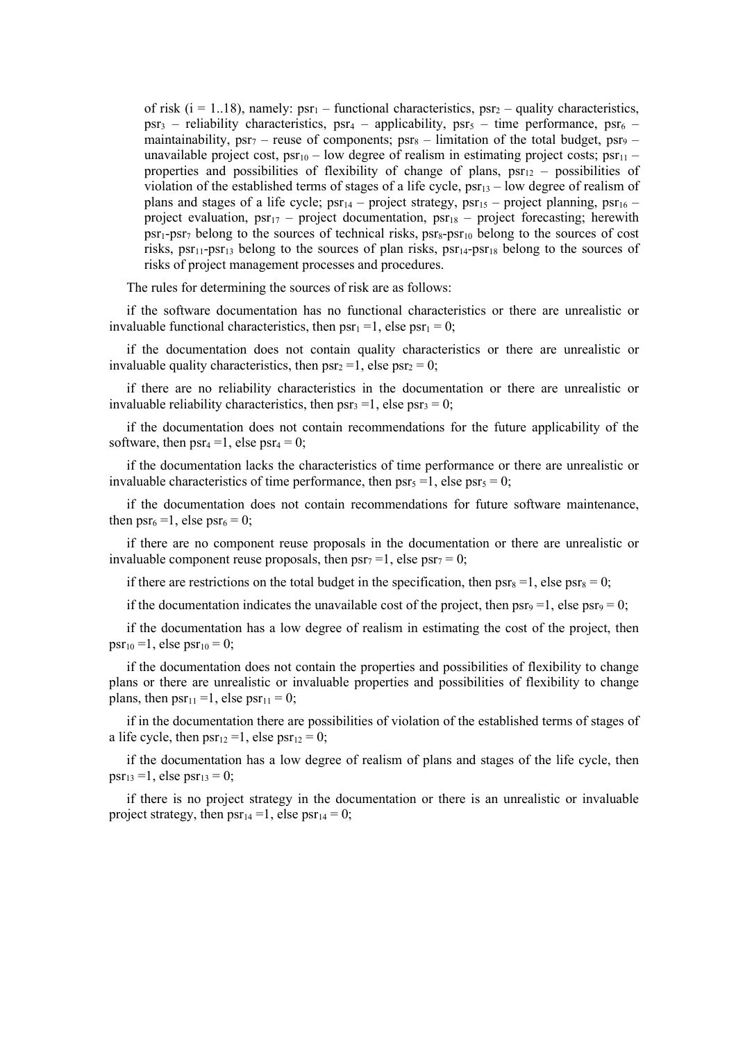of risk ($i = 1..18$), namely: $psr_1$ – functional characteristics, $psr_2$ – quality characteristics, $psr_3$ – reliability characteristics, $psr_4$ – applicability, $psr_5$ – time performance, $psr_6$ – maintainability, $psr_7$ – reuse of components; $psr_8$ – limitation of the total budget, $psr_9$ – unavailable project cost, $psr_{10}$ – low degree of realism in estimating project costs; $psr_{11}$ – properties and possibilities of flexibility of change of plans, $psr_{12}$ – possibilities of violation of the established terms of stages of a life cycle, $psr_{13}$ – low degree of realism of plans and stages of a life cycle; $psr_{14}$ – project strategy, $psr_{15}$ – project planning, $psr_{16}$ – project evaluation, $psr_{17}$ – project documentation, $psr_{18}$ – project forecasting; herewith $psr_1$-$psr_7$ belong to the sources of technical risks, $psr_8$-$psr_{10}$ belong to the sources of cost risks, $psr_{11}$-$psr_{13}$ belong to the sources of plan risks, $psr_{14}$-$psr_{18}$ belong to the sources of risks of project management processes and procedures.

The rules for determining the sources of risk are as follows:

if the software documentation has no functional characteristics or there are unrealistic or invaluable functional characteristics, then $psr_1 = 1$, else $psr_1 = 0$;

if the documentation does not contain quality characteristics or there are unrealistic or invaluable quality characteristics, then $psr_2 = 1$, else $psr_2 = 0$;

if there are no reliability characteristics in the documentation or there are unrealistic or invaluable reliability characteristics, then $psr_3 = 1$, else $psr_3 = 0$;

if the documentation does not contain recommendations for the future applicability of the software, then $psr_4 = 1$, else $psr_4 = 0$;

if the documentation lacks the characteristics of time performance or there are unrealistic or invaluable characteristics of time performance, then $psr_5 = 1$, else $psr_5 = 0$;

if the documentation does not contain recommendations for future software maintenance, then $psr_6 = 1$, else $psr_6 = 0$;

if there are no component reuse proposals in the documentation or there are unrealistic or invaluable component reuse proposals, then $psr_7 = 1$, else $psr_7 = 0$;

if there are restrictions on the total budget in the specification, then $psr_8 = 1$, else $psr_8 = 0$;

if the documentation indicates the unavailable cost of the project, then $psr_9 = 1$, else $psr_9 = 0$;

if the documentation has a low degree of realism in estimating the cost of the project, then $psr_{10} = 1$, else $psr_{10} = 0$;

if the documentation does not contain the properties and possibilities of flexibility to change plans or there are unrealistic or invaluable properties and possibilities of flexibility to change plans, then $psr_{11} = 1$, else $psr_{11} = 0$;

if in the documentation there are possibilities of violation of the established terms of stages of a life cycle, then $psr_{12} = 1$, else $psr_{12} = 0$;

if the documentation has a low degree of realism of plans and stages of the life cycle, then $psr_{13} = 1$, else $psr_{13} = 0$;

if there is no project strategy in the documentation or there is an unrealistic or invaluable project strategy, then $psr_{14} = 1$, else $psr_{14} = 0$;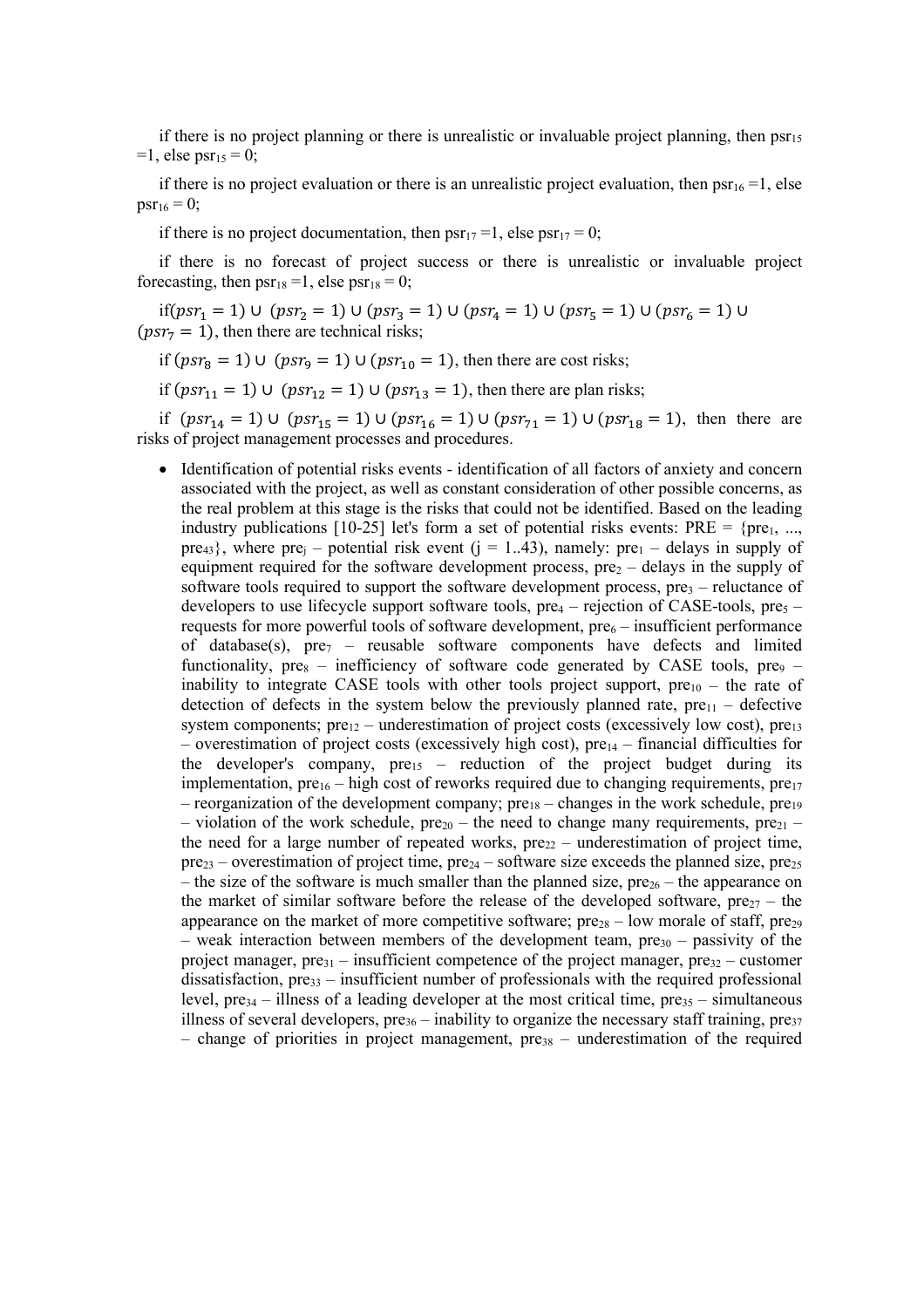if there is no project planning or there is unrealistic or invaluable project planning, then $psr_{15} = 1$, else $psr_{15} = 0$;

if there is no project evaluation or there is an unrealistic project evaluation, then $psr_{16} = 1$, else $psr_{16} = 0$;

if there is no project documentation, then $psr_{17} = 1$, else $psr_{17} = 0$;

if there is no forecast of project success or there is unrealistic or invaluable project forecasting, then $psr_{18} = 1$, else $psr_{18} = 0$;

if $(psr_1 = 1) \cup (psr_2 = 1) \cup (psr_3 = 1) \cup (psr_4 = 1) \cup (psr_5 = 1) \cup (psr_6 = 1) \cup (psr_7 = 1)$, then there are technical risks;

if $(psr_8 = 1) \cup (psr_9 = 1) \cup (psr_{10} = 1)$, then there are cost risks;

if $(psr_{11} = 1) \cup (psr_{12} = 1) \cup (psr_{13} = 1)$, then there are plan risks;

if $(psr_{14} = 1) \cup (psr_{15} = 1) \cup (psr_{16} = 1) \cup (psr_{71} = 1) \cup (psr_{18} = 1)$, then there are risks of project management processes and procedures.

- Identification of potential risks events - identification of all factors of anxiety and concern associated with the project, as well as constant consideration of other possible concerns, as the real problem at this stage is the risks that could not be identified. Based on the leading industry publications [10-25] let's form a set of potential risks events: PRE = {$pre_1$, ..., $pre_{43}$}, where $pre_j$ – potential risk event ($j = 1..43$), namely: $pre_1$ – delays in supply of equipment required for the software development process, $pre_2$ – delays in the supply of software tools required to support the software development process, $pre_3$ – reluctance of developers to use lifecycle support software tools, $pre_4$ – rejection of CASE-tools, $pre_5$ – requests for more powerful tools of software development, $pre_6$ – insufficient performance of database(s), $pre_7$ – reusable software components have defects and limited functionality, $pre_8$ – inefficiency of software code generated by CASE tools, $pre_9$ – inability to integrate CASE tools with other tools project support, $pre_{10}$ – the rate of detection of defects in the system below the previously planned rate, $pre_{11}$ – defective system components; $pre_{12}$ – underestimation of project costs (excessively low cost), $pre_{13}$ – overestimation of project costs (excessively high cost), $pre_{14}$ – financial difficulties for the developer's company, $pre_{15}$ – reduction of the project budget during its implementation, $pre_{16}$ – high cost of reworks required due to changing requirements, $pre_{17}$ – reorganization of the development company; $pre_{18}$ – changes in the work schedule, $pre_{19}$ – violation of the work schedule, $pre_{20}$ – the need to change many requirements, $pre_{21}$ – the need for a large number of repeated works, $pre_{22}$ – underestimation of project time, $pre_{23}$ – overestimation of project time, $pre_{24}$ – software size exceeds the planned size, $pre_{25}$ – the size of the software is much smaller than the planned size, $pre_{26}$ – the appearance on the market of similar software before the release of the developed software, $pre_{27}$ – the appearance on the market of more competitive software; $pre_{28}$ – low morale of staff, $pre_{29}$ – weak interaction between members of the development team, $pre_{30}$ – passivity of the project manager, $pre_{31}$ – insufficient competence of the project manager, $pre_{32}$ – customer dissatisfaction, $pre_{33}$ – insufficient number of professionals with the required professional level, $pre_{34}$ – illness of a leading developer at the most critical time, $pre_{35}$ – simultaneous illness of several developers, $pre_{36}$ – inability to organize the necessary staff training, $pre_{37}$ – change of priorities in project management, $pre_{38}$ – underestimation of the required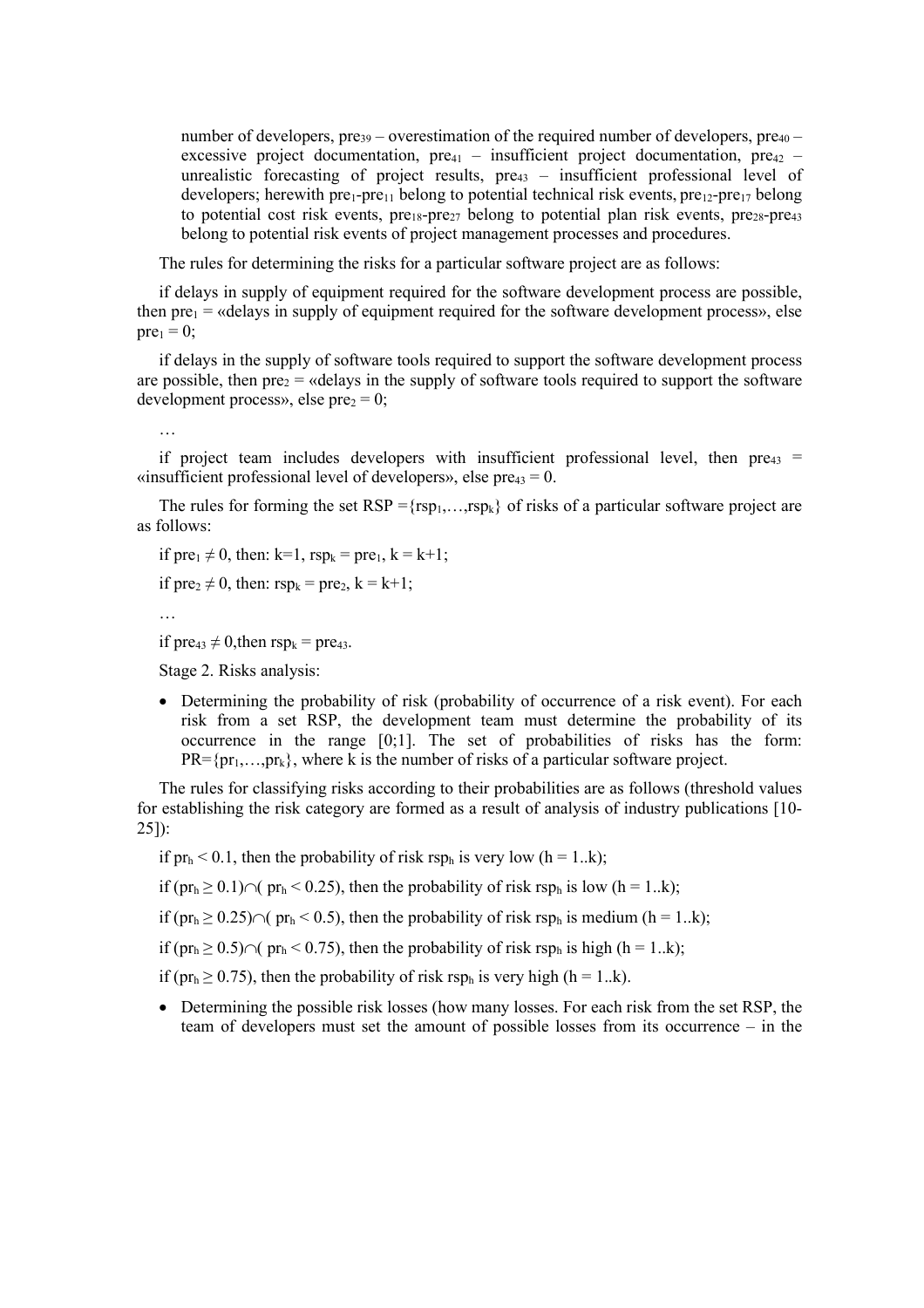number of developers, $pre_{39}$ – overestimation of the required number of developers, $pre_{40}$ – excessive project documentation, $pre_{41}$ – insufficient project documentation, $pre_{42}$ – unrealistic forecasting of project results, $pre_{43}$ – insufficient professional level of developers; herewith $pre_1$-$pre_{11}$ belong to potential technical risk events, $pre_{12}$-$pre_{17}$ belong to potential cost risk events, $pre_{18}$-$pre_{27}$ belong to potential plan risk events, $pre_{28}$-$pre_{43}$ belong to potential risk events of project management processes and procedures.

The rules for determining the risks for a particular software project are as follows:

if delays in supply of equipment required for the software development process are possible, then $pre_1$ = «delays in supply of equipment required for the software development process», else $pre_1 = 0$;

if delays in the supply of software tools required to support the software development process are possible, then $pre_2$ = «delays in the supply of software tools required to support the software development process», else $pre_2 = 0$;

…

if project team includes developers with insufficient professional level, then $pre_{43}$ = «insufficient professional level of developers», else $pre_{43} = 0$.

The rules for forming the set $RSP = \{rsp_1,\ldots,rsp_k\}$ of risks of a particular software project are as follows:

if $pre_1 \neq 0$, then: $k=1$, $rsp_k = pre_1$, $k = k+1$;

if $pre_2 \neq 0$, then: $rsp_k = pre_2$, $k = k+1$;

…

if $pre_{43} \neq 0$,then $rsp_k = pre_{43}$.

Stage 2. Risks analysis:

- Determining the probability of risk (probability of occurrence of a risk event). For each risk from a set RSP, the development team must determine the probability of its occurrence in the range [0;1]. The set of probabilities of risks has the form: $PR=\{pr_1,\ldots,pr_k\}$, where k is the number of risks of a particular software project.

The rules for classifying risks according to their probabilities are as follows (threshold values for establishing the risk category are formed as a result of analysis of industry publications [10-25]):

if $pr_h < 0.1$, then the probability of risk $rsp_h$ is very low ($h = 1..k$);

if $(pr_h \geq 0.1)\cap(pr_h < 0.25)$, then the probability of risk $rsp_h$ is low ($h = 1..k$);

if $(pr_h \geq 0.25)\cap(pr_h < 0.5)$, then the probability of risk $rsp_h$ is medium ($h = 1..k$);

if $(pr_h \geq 0.5)\cap(pr_h < 0.75)$, then the probability of risk $rsp_h$ is high ($h = 1..k$);

if $(pr_h \geq 0.75)$, then the probability of risk $rsp_h$ is very high ($h = 1..k$).

- Determining the possible risk losses (how many losses. For each risk from the set RSP, the team of developers must set the amount of possible losses from its occurrence – in the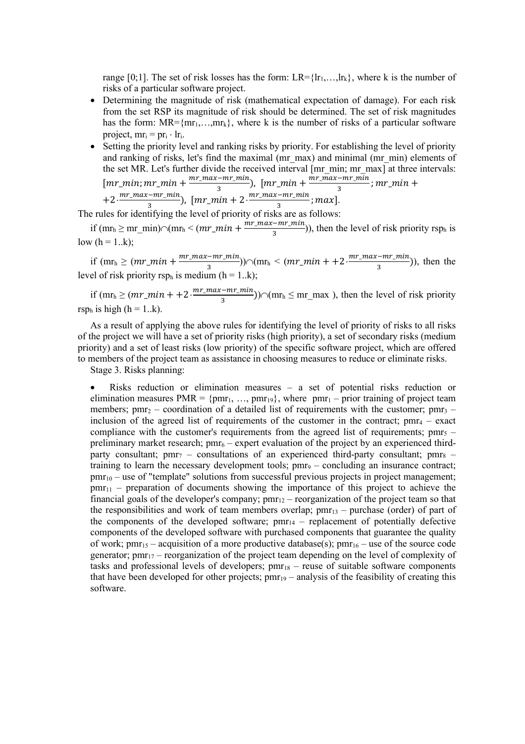range [0;1]. The set of risk losses has the form: $LR=\{lr_1,\ldots,lr_k\}$, where k is the number of risks of a particular software project.

- Determining the magnitude of risk (mathematical expectation of damage). For each risk from the set RSP its magnitude of risk should be determined. The set of risk magnitudes has the form: $MR=\{mr_1,\ldots,mr_k\}$, where k is the number of risks of a particular software project, $mr_i = pr_i \cdot lr_i$.
- Setting the priority level and ranking risks by priority. For establishing the level of priority and ranking of risks, let's find the maximal (mr_max) and minimal (mr_min) elements of the set MR. Let's further divide the received interval [mr_min; mr_max] at three intervals: $[mr\_min; mr\_min + \frac{mr\_max - mr\_min}{3})$, $[mr\_min + \frac{mr\_max - mr\_min}{3}; mr\_min + +2 \cdot \frac{mr\_max - mr\_min}{3})$, $[mr\_min + 2 \cdot \frac{mr\_max - mr\_min}{3}; max]$.

The rules for identifying the level of priority of risks are as follows:

if $(mr_h \geq mr\_min) \cap (mr_h < (mr\_min + \frac{mr\_max - mr\_min}{3}))$, then the level of risk priority $rsp_h$ is low (h = 1..k);

if $(mr_h \geq (mr\_min + \frac{mr\_max - mr\_min}{3})) \cap (mr_h < (mr\_min + +2 \cdot \frac{mr\_max - mr\_min}{3}))$, then the level of risk priority $rsp_h$ is medium (h = 1..k);

if $(mr_h \geq (mr\_min + +2 \cdot \frac{mr\_max - mr\_min}{3})) \cap (mr_h \leq mr\_max)$, then the level of risk priority $rsp_h$ is high (h = 1..k).

As a result of applying the above rules for identifying the level of priority of risks to all risks of the project we will have a set of priority risks (high priority), a set of secondary risks (medium priority) and a set of least risks (low priority) of the specific software project, which are offered to members of the project team as assistance in choosing measures to reduce or eliminate risks.

Stage 3. Risks planning:

- Risks reduction or elimination measures – a set of potential risks reduction or elimination measures $PMR = \{pmr_1, \ldots, pmr_{19}\}$, where $pmr_1$ – prior training of project team members; $pmr_2$ – coordination of a detailed list of requirements with the customer; $pmr_3$ – inclusion of the agreed list of requirements of the customer in the contract; $pmr_4$ – exact compliance with the customer's requirements from the agreed list of requirements; $pmr_5$ – preliminary market research; $pmr_6$ – expert evaluation of the project by an experienced third-party consultant; $pmr_7$ – consultations of an experienced third-party consultant; $pmr_8$ – training to learn the necessary development tools; $pmr_9$ – concluding an insurance contract; $pmr_{10}$ – use of "template" solutions from successful previous projects in project management; $pmr_{11}$ – preparation of documents showing the importance of this project to achieve the financial goals of the developer's company; $pmr_{12}$ – reorganization of the project team so that the responsibilities and work of team members overlap; $pmr_{13}$ – purchase (order) of part of the components of the developed software; $pmr_{14}$ – replacement of potentially defective components of the developed software with purchased components that guarantee the quality of work; $pmr_{15}$ – acquisition of a more productive database(s); $pmr_{16}$ – use of the source code generator; $pmr_{17}$ – reorganization of the project team depending on the level of complexity of tasks and professional levels of developers; $pmr_{18}$ – reuse of suitable software components that have been developed for other projects; $pmr_{19}$ – analysis of the feasibility of creating this software.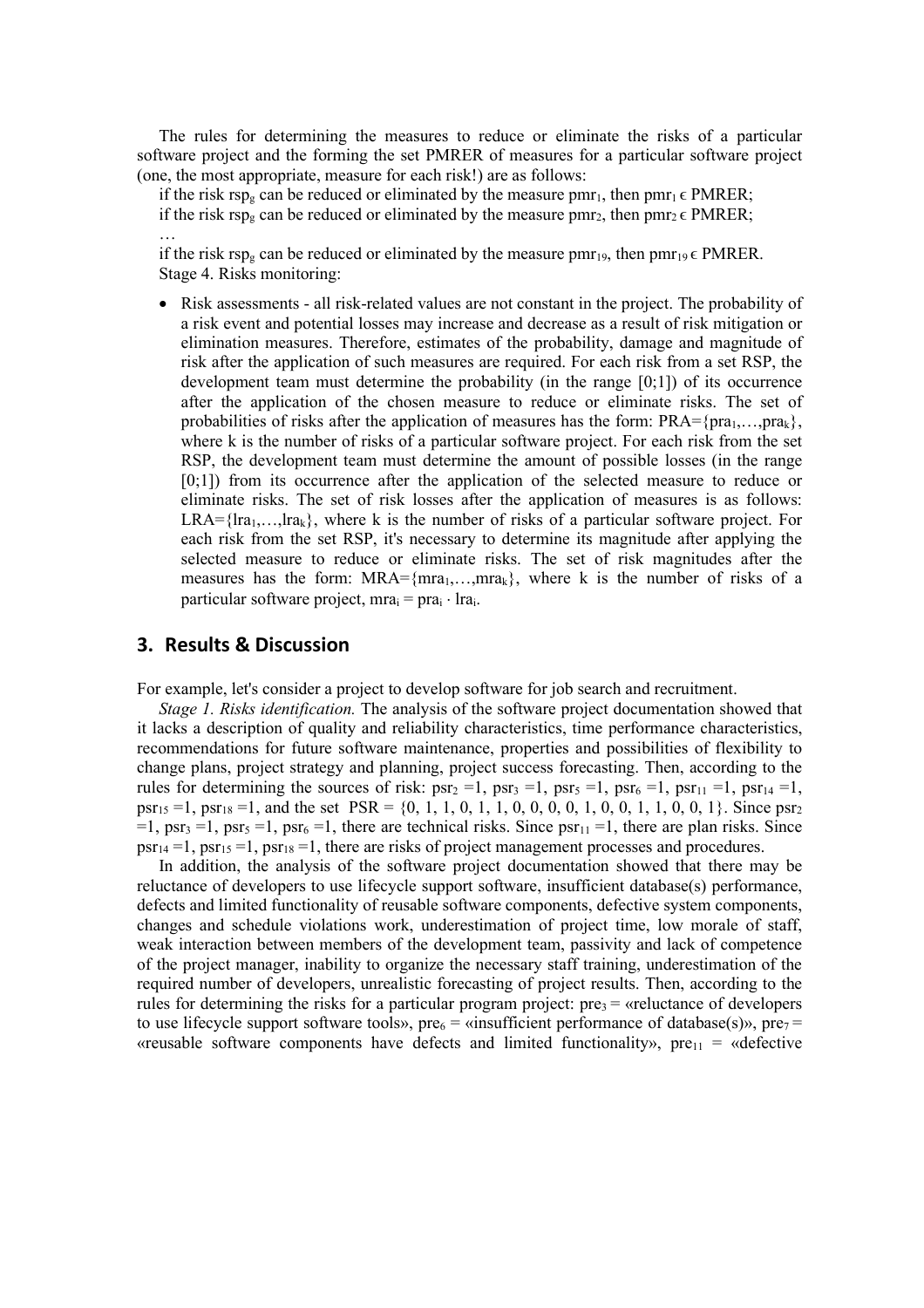The rules for determining the measures to reduce or eliminate the risks of a particular software project and the forming the set PMRER of measures for a particular software project (one, the most appropriate, measure for each risk!) are as follows:

if the risk $rsp_g$ can be reduced or eliminated by the measure $pmr_1$, then $pmr_1 \in PMRER$;

if the risk $rsp_g$ can be reduced or eliminated by the measure $pmr_2$, then $pmr_2 \in PMRER$;

…

if the risk $rsp_g$ can be reduced or eliminated by the measure $pmr_{19}$, then $pmr_{19} \in PMRER$.

Stage 4. Risks monitoring:

- Risk assessments - all risk-related values are not constant in the project. The probability of a risk event and potential losses may increase and decrease as a result of risk mitigation or elimination measures. Therefore, estimates of the probability, damage and magnitude of risk after the application of such measures are required. For each risk from a set RSP, the development team must determine the probability (in the range [0;1]) of its occurrence after the application of the chosen measure to reduce or eliminate risks. The set of probabilities of risks after the application of measures has the form: $PRA=\{pra_1,\ldots,pra_k\}$, where k is the number of risks of a particular software project. For each risk from the set RSP, the development team must determine the amount of possible losses (in the range [0;1]) from its occurrence after the application of the selected measure to reduce or eliminate risks. The set of risk losses after the application of measures is as follows: $LRA=\{lra_1,\ldots,lra_k\}$, where k is the number of risks of a particular software project. For each risk from the set RSP, it's necessary to determine its magnitude after applying the selected measure to reduce or eliminate risks. The set of risk magnitudes after the measures has the form: $MRA=\{mra_1,\ldots,mra_k\}$, where k is the number of risks of a particular software project, $mra_i = pra_i \cdot lra_i$.

## 3. Results & Discussion

For example, let's consider a project to develop software for job search and recruitment.

*Stage 1. Risks identification.* The analysis of the software project documentation showed that it lacks a description of quality and reliability characteristics, time performance characteristics, recommendations for future software maintenance, properties and possibilities of flexibility to change plans, project strategy and planning, project success forecasting. Then, according to the rules for determining the sources of risk: $psr_2 = 1$, $psr_3 = 1$, $psr_5 = 1$, $psr_6 = 1$, $psr_{11} = 1$, $psr_{14} = 1$, $psr_{15} = 1$, $psr_{18} = 1$, and the set $PSR = \{0, 1, 1, 0, 1, 1, 0, 0, 0, 0, 1, 0, 0, 1, 1, 0, 0, 1\}$. Since $psr_2 = 1$, $psr_3 = 1$, $psr_5 = 1$, $psr_6 = 1$, there are technical risks. Since $psr_{11} = 1$, there are plan risks. Since $psr_{14} = 1$, $psr_{15} = 1$, $psr_{18} = 1$, there are risks of project management processes and procedures.

In addition, the analysis of the software project documentation showed that there may be reluctance of developers to use lifecycle support software, insufficient database(s) performance, defects and limited functionality of reusable software components, defective system components, changes and schedule violations work, underestimation of project time, low morale of staff, weak interaction between members of the development team, passivity and lack of competence of the project manager, inability to organize the necessary staff training, underestimation of the required number of developers, unrealistic forecasting of project results. Then, according to the rules for determining the risks for a particular program project: $pre_3$ = «reluctance of developers to use lifecycle support software tools», $pre_6$ = «insufficient performance of database(s)», $pre_7$ = «reusable software components have defects and limited functionality», $pre_{11}$ = «defective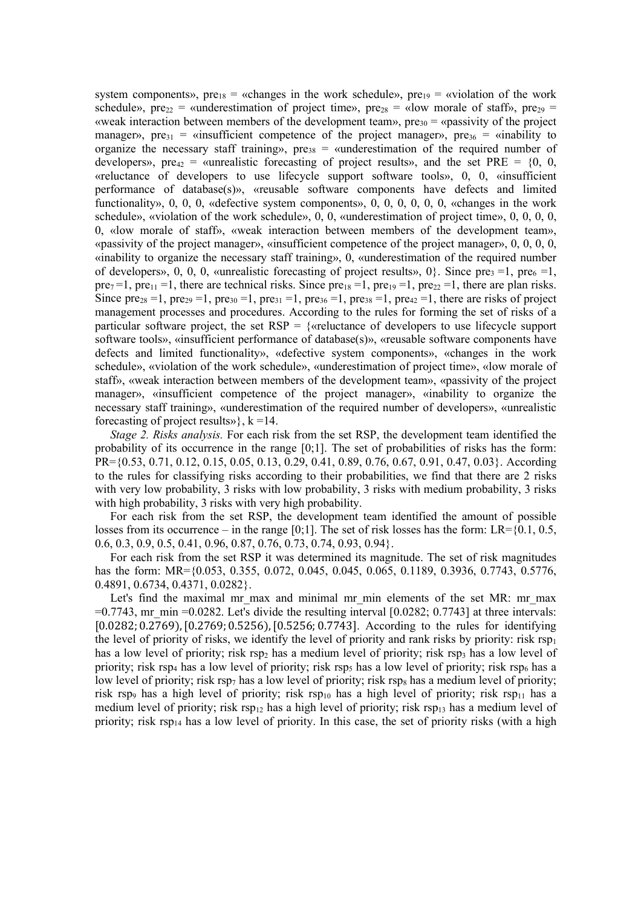system components», $pre_{18}$ = «changes in the work schedule», $pre_{19}$ = «violation of the work schedule», $pre_{22}$ = «underestimation of project time», $pre_{28}$ = «low morale of staff», $pre_{29}$ = «weak interaction between members of the development team», $pre_{30}$ = «passivity of the project manager», $pre_{31}$ = «insufficient competence of the project manager», $pre_{36}$ = «inability to organize the necessary staff training», $pre_{38}$ = «underestimation of the required number of developers», $pre_{42}$ = «unrealistic forecasting of project results», and the set PRE = {0, 0, «reluctance of developers to use lifecycle support software tools», 0, 0, «insufficient performance of database(s)», «reusable software components have defects and limited functionality», 0, 0, 0, «defective system components», 0, 0, 0, 0, 0, 0, «changes in the work schedule», «violation of the work schedule», 0, 0, «underestimation of project time», 0, 0, 0, 0, 0, «low morale of staff», «weak interaction between members of the development team», «passivity of the project manager», «insufficient competence of the project manager», 0, 0, 0, 0, «inability to organize the necessary staff training», 0, «underestimation of the required number of developers», 0, 0, 0, «unrealistic forecasting of project results», 0}. Since $pre_3$ =1, $pre_6$ =1, $pre_7$ =1, $pre_{11}$ =1, there are technical risks. Since $pre_{18}$ =1, $pre_{19}$ =1, $pre_{22}$ =1, there are plan risks. Since $pre_{28}$ =1, $pre_{29}$ =1, $pre_{30}$ =1, $pre_{31}$ =1, $pre_{36}$ =1, $pre_{38}$ =1, $pre_{42}$ =1, there are risks of project management processes and procedures. According to the rules for forming the set of risks of a particular software project, the set RSP = {«reluctance of developers to use lifecycle support software tools», «insufficient performance of database(s)», «reusable software components have defects and limited functionality», «defective system components», «changes in the work schedule», «violation of the work schedule», «underestimation of project time», «low morale of staff», «weak interaction between members of the development team», «passivity of the project manager», «insufficient competence of the project manager», «inability to organize the necessary staff training», «underestimation of the required number of developers», «unrealistic forecasting of project results»}, k =14.

*Stage 2. Risks analysis.* For each risk from the set RSP, the development team identified the probability of its occurrence in the range [0;1]. The set of probabilities of risks has the form: PR={0.53, 0.71, 0.12, 0.15, 0.05, 0.13, 0.29, 0.41, 0.89, 0.76, 0.67, 0.91, 0.47, 0.03}. According to the rules for classifying risks according to their probabilities, we find that there are 2 risks with very low probability, 3 risks with low probability, 3 risks with medium probability, 3 risks with high probability, 3 risks with very high probability.

For each risk from the set RSP, the development team identified the amount of possible losses from its occurrence – in the range [0;1]. The set of risk losses has the form: LR={0.1, 0.5, 0.6, 0.3, 0.9, 0.5, 0.41, 0.96, 0.87, 0.76, 0.73, 0.74, 0.93, 0.94}.

For each risk from the set RSP it was determined its magnitude. The set of risk magnitudes has the form: MR={0.053, 0.355, 0.072, 0.045, 0.045, 0.065, 0.1189, 0.3936, 0.7743, 0.5776, 0.4891, 0.6734, 0.4371, 0.0282}.

Let's find the maximal mr_max and minimal mr_min elements of the set MR: mr_max =0.7743, mr_min =0.0282. Let's divide the resulting interval [0.0282; 0.7743] at three intervals: $[0.0282; 0.2769), [0.2769; 0.5256), [0.5256; 0.7743]$. According to the rules for identifying the level of priority of risks, we identify the level of priority and rank risks by priority: risk $rsp_1$ has a low level of priority; risk $rsp_2$ has a medium level of priority; risk $rsp_3$ has a low level of priority; risk $rsp_4$ has a low level of priority; risk $rsp_5$ has a low level of priority; risk $rsp_6$ has a low level of priority; risk $rsp_7$ has a low level of priority; risk $rsp_8$ has a medium level of priority; risk $rsp_9$ has a high level of priority; risk $rsp_{10}$ has a high level of priority; risk $rsp_{11}$ has a medium level of priority; risk $rsp_{12}$ has a high level of priority; risk $rsp_{13}$ has a medium level of priority; risk $rsp_{14}$ has a low level of priority. In this case, the set of priority risks (with a high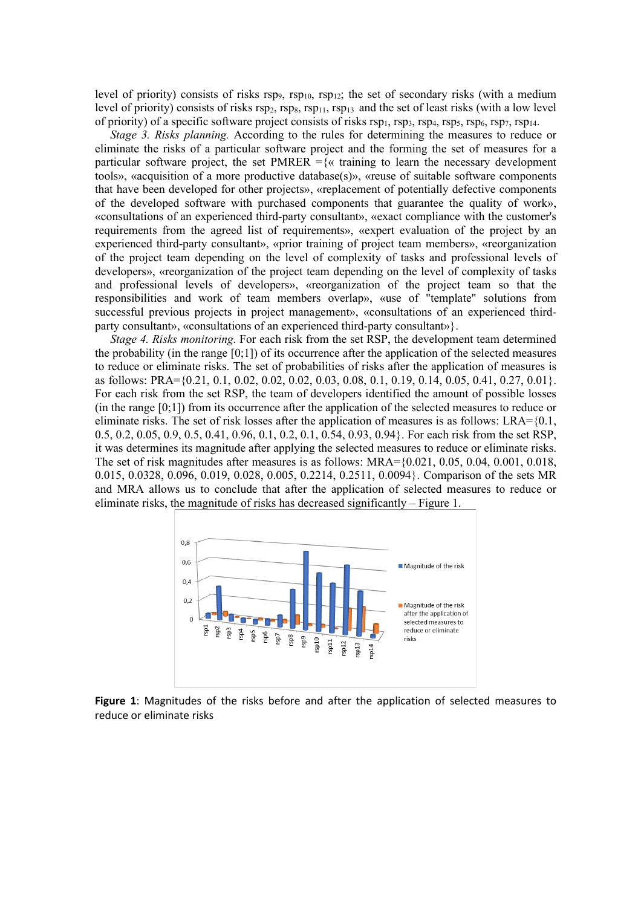level of priority) consists of risks $rsp_9$, $rsp_{10}$, $rsp_{12}$; the set of secondary risks (with a medium level of priority) consists of risks $rsp_2$, $rsp_8$, $rsp_{11}$, $rsp_{13}$ and the set of least risks (with a low level of priority) of a specific software project consists of risks $rsp_1$, $rsp_3$, $rsp_4$, $rsp_5$, $rsp_6$, $rsp_7$, $rsp_{14}$.

*Stage 3. Risks planning.* According to the rules for determining the measures to reduce or eliminate the risks of a particular software project and the forming the set of measures for a particular software project, the set PMRER ={« training to learn the necessary development tools», «acquisition of a more productive database(s)», «reuse of suitable software components that have been developed for other projects», «replacement of potentially defective components of the developed software with purchased components that guarantee the quality of work», «consultations of an experienced third-party consultant», «exact compliance with the customer's requirements from the agreed list of requirements», «expert evaluation of the project by an experienced third-party consultant», «prior training of project team members», «reorganization of the project team depending on the level of complexity of tasks and professional levels of developers», «reorganization of the project team depending on the level of complexity of tasks and professional levels of developers», «reorganization of the project team so that the responsibilities and work of team members overlap», «use of "template" solutions from successful previous projects in project management», «consultations of an experienced third-party consultant», «consultations of an experienced third-party consultant»}.

*Stage 4. Risks monitoring.* For each risk from the set RSP, the development team determined the probability (in the range [0;1]) of its occurrence after the application of the selected measures to reduce or eliminate risks. The set of probabilities of risks after the application of measures is as follows: PRA={0.21, 0.1, 0.02, 0.02, 0.02, 0.03, 0.08, 0.1, 0.19, 0.14, 0.05, 0.41, 0.27, 0.01}. For each risk from the set RSP, the team of developers identified the amount of possible losses (in the range [0;1]) from its occurrence after the application of the selected measures to reduce or eliminate risks. The set of risk losses after the application of measures is as follows: LRA={0.1, 0.5, 0.2, 0.05, 0.9, 0.5, 0.41, 0.96, 0.1, 0.2, 0.1, 0.54, 0.93, 0.94}. For each risk from the set RSP, it was determines its magnitude after applying the selected measures to reduce or eliminate risks. The set of risk magnitudes after measures is as follows: MRA={0.021, 0.05, 0.04, 0.001, 0.018, 0.015, 0.0328, 0.096, 0.019, 0.028, 0.005, 0.2214, 0.2511, 0.0094}. Comparison of the sets MR and MRA allows us to conclude that after the application of selected measures to reduce or eliminate risks, the magnitude of risks has decreased significantly – Figure 1.

**Figure 1**: Magnitudes of the risks before and after the application of selected measures to reduce or eliminate risks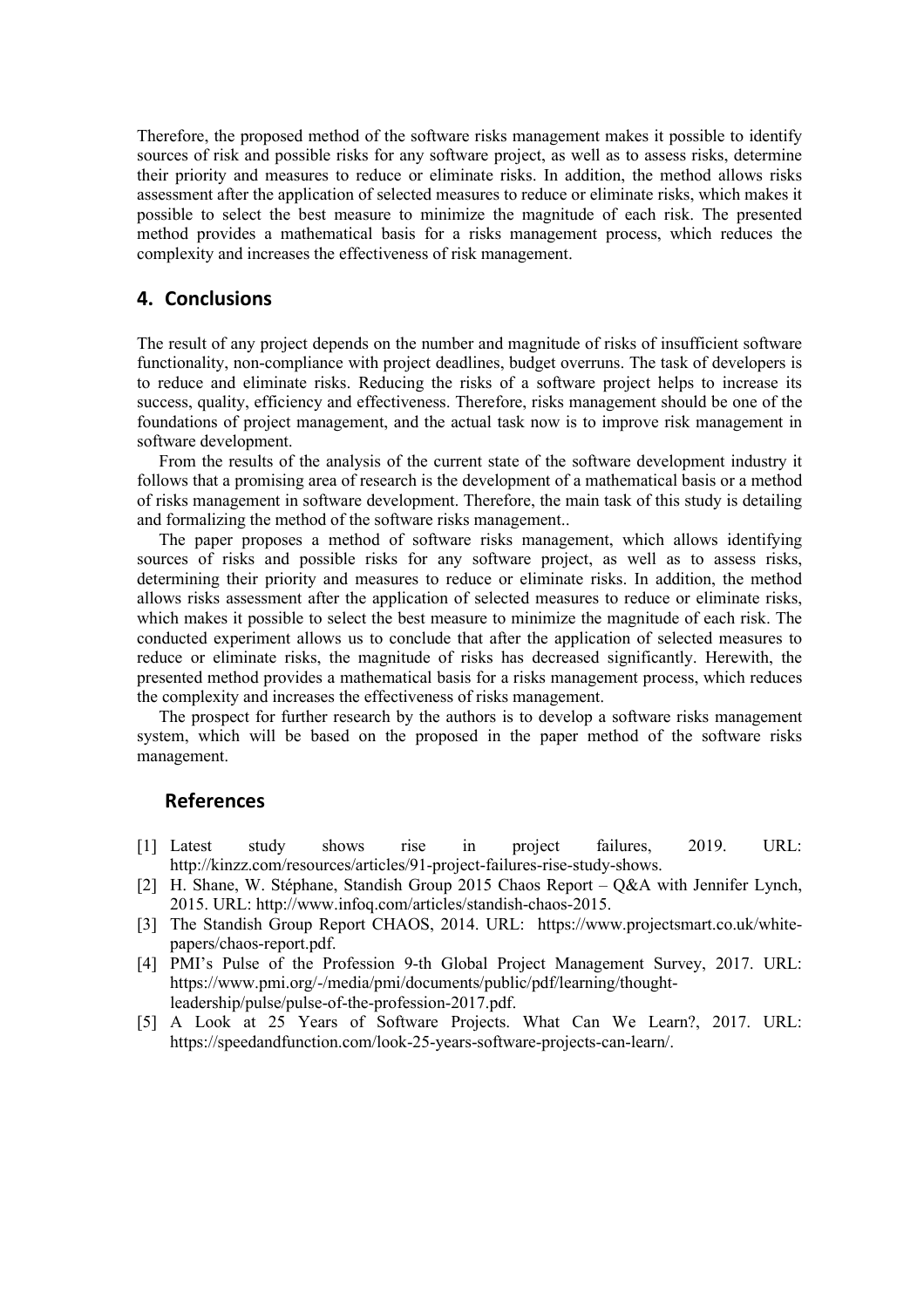Therefore, the proposed method of the software risks management makes it possible to identify sources of risk and possible risks for any software project, as well as to assess risks, determine their priority and measures to reduce or eliminate risks. In addition, the method allows risks assessment after the application of selected measures to reduce or eliminate risks, which makes it possible to select the best measure to minimize the magnitude of each risk. The presented method provides a mathematical basis for a risks management process, which reduces the complexity and increases the effectiveness of risk management.

## 4. Conclusions

The result of any project depends on the number and magnitude of risks of insufficient software functionality, non-compliance with project deadlines, budget overruns. The task of developers is to reduce and eliminate risks. Reducing the risks of a software project helps to increase its success, quality, efficiency and effectiveness. Therefore, risks management should be one of the foundations of project management, and the actual task now is to improve risk management in software development.

From the results of the analysis of the current state of the software development industry it follows that a promising area of research is the development of a mathematical basis or a method of risks management in software development. Therefore, the main task of this study is detailing and formalizing the method of the software risks management..

The paper proposes a method of software risks management, which allows identifying sources of risks and possible risks for any software project, as well as to assess risks, determining their priority and measures to reduce or eliminate risks. In addition, the method allows risks assessment after the application of selected measures to reduce or eliminate risks, which makes it possible to select the best measure to minimize the magnitude of each risk. The conducted experiment allows us to conclude that after the application of selected measures to reduce or eliminate risks, the magnitude of risks has decreased significantly. Herewith, the presented method provides a mathematical basis for a risks management process, which reduces the complexity and increases the effectiveness of risks management.

The prospect for further research by the authors is to develop a software risks management system, which will be based on the proposed in the paper method of the software risks management.

## References

[1] Latest study shows rise in project failures, 2019. URL: http://kinzz.com/resources/articles/91-project-failures-rise-study-shows.

[2] H. Shane, W. Stéphane, Standish Group 2015 Chaos Report – Q&A with Jennifer Lynch, 2015. URL: http://www.infoq.com/articles/standish-chaos-2015.

[3] The Standish Group Report CHAOS, 2014. URL: https://www.projectsmart.co.uk/white-papers/chaos-report.pdf.

[4] PMI's Pulse of the Profession 9-th Global Project Management Survey, 2017. URL: https://www.pmi.org/-/media/pmi/documents/public/pdf/learning/thought-leadership/pulse/pulse-of-the-profession-2017.pdf.

[5] A Look at 25 Years of Software Projects. What Can We Learn?, 2017. URL: https://speedandfunction.com/look-25-years-software-projects-can-learn/.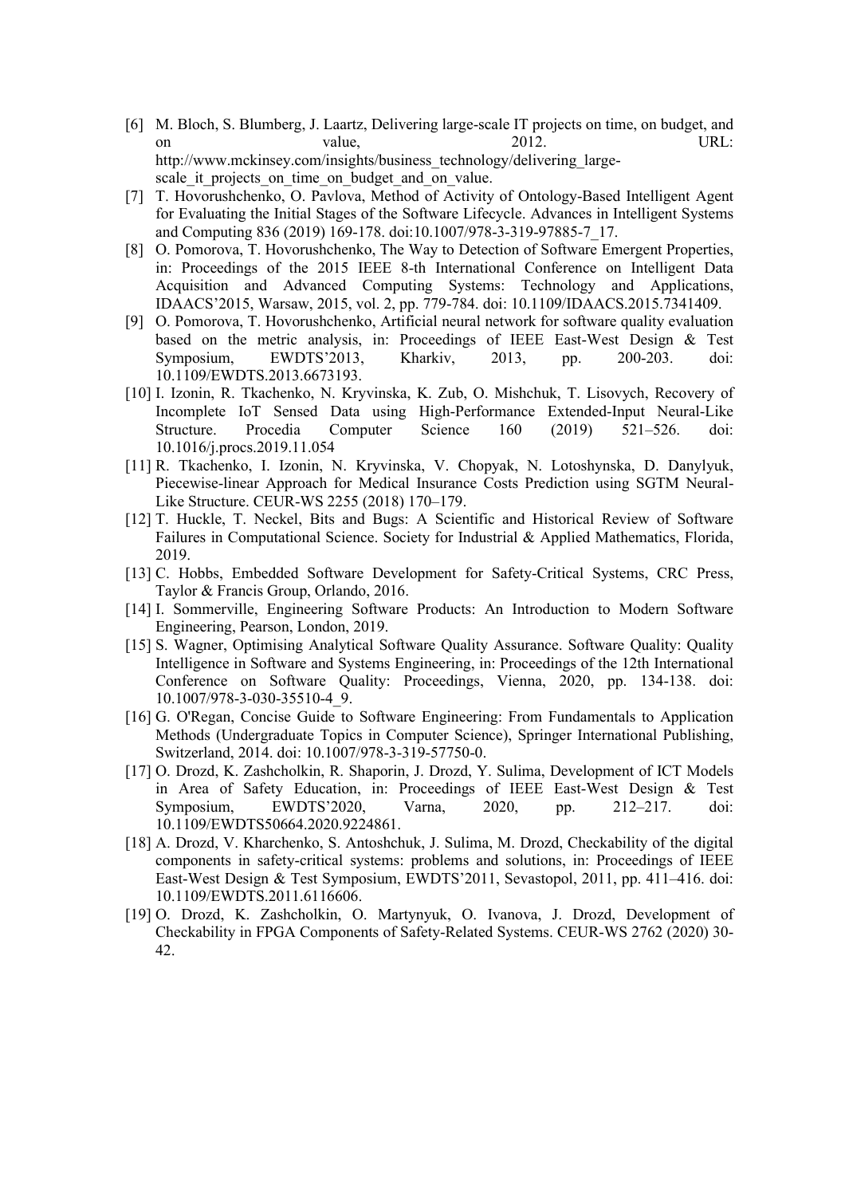[6] M. Bloch, S. Blumberg, J. Laartz, Delivering large-scale IT projects on time, on budget, and on value, 2012. URL: http://www.mckinsey.com/insights/business_technology/delivering_large-scale_it_projects_on_time_on_budget_and_on_value.

[7] T. Hovorushchenko, O. Pavlova, Method of Activity of Ontology-Based Intelligent Agent for Evaluating the Initial Stages of the Software Lifecycle. Advances in Intelligent Systems and Computing 836 (2019) 169-178. doi:10.1007/978-3-319-97885-7_17.

[8] O. Pomorova, T. Hovorushchenko, The Way to Detection of Software Emergent Properties, in: Proceedings of the 2015 IEEE 8-th International Conference on Intelligent Data Acquisition and Advanced Computing Systems: Technology and Applications, IDAACS'2015, Warsaw, 2015, vol. 2, pp. 779-784. doi: 10.1109/IDAACS.2015.7341409.

[9] O. Pomorova, T. Hovorushchenko, Artificial neural network for software quality evaluation based on the metric analysis, in: Proceedings of IEEE East-West Design & Test Symposium, EWDTS'2013, Kharkiv, 2013, pp. 200-203. doi: 10.1109/EWDTS.2013.6673193.

[10] I. Izonin, R. Tkachenko, N. Kryvinska, K. Zub, O. Mishchuk, T. Lisovych, Recovery of Incomplete IoT Sensed Data using High-Performance Extended-Input Neural-Like Structure. Procedia Computer Science 160 (2019) 521–526. doi: 10.1016/j.procs.2019.11.054

[11] R. Tkachenko, I. Izonin, N. Kryvinska, V. Chopyak, N. Lotoshynska, D. Danylyuk, Piecewise-linear Approach for Medical Insurance Costs Prediction using SGTM Neural-Like Structure. CEUR-WS 2255 (2018) 170–179.

[12] T. Huckle, T. Neckel, Bits and Bugs: A Scientific and Historical Review of Software Failures in Computational Science. Society for Industrial & Applied Mathematics, Florida, 2019.

[13] C. Hobbs, Embedded Software Development for Safety-Critical Systems, CRC Press, Taylor & Francis Group, Orlando, 2016.

[14] I. Sommerville, Engineering Software Products: An Introduction to Modern Software Engineering, Pearson, London, 2019.

[15] S. Wagner, Optimising Analytical Software Quality Assurance. Software Quality: Quality Intelligence in Software and Systems Engineering, in: Proceedings of the 12th International Conference on Software Quality: Proceedings, Vienna, 2020, pp. 134-138. doi: 10.1007/978-3-030-35510-4_9.

[16] G. O'Regan, Concise Guide to Software Engineering: From Fundamentals to Application Methods (Undergraduate Topics in Computer Science), Springer International Publishing, Switzerland, 2014. doi: 10.1007/978-3-319-57750-0.

[17] O. Drozd, K. Zashcholkin, R. Shaporin, J. Drozd, Y. Sulima, Development of ICT Models in Area of Safety Education, in: Proceedings of IEEE East-West Design & Test Symposium, EWDTS'2020, Varna, 2020, pp. 212–217. doi: 10.1109/EWDTS50664.2020.9224861.

[18] A. Drozd, V. Kharchenko, S. Antoshchuk, J. Sulima, M. Drozd, Checkability of the digital components in safety-critical systems: problems and solutions, in: Proceedings of IEEE East-West Design & Test Symposium, EWDTS'2011, Sevastopol, 2011, pp. 411–416. doi: 10.1109/EWDTS.2011.6116606.

[19] O. Drozd, K. Zashcholkin, O. Martynyuk, O. Ivanova, J. Drozd, Development of Checkability in FPGA Components of Safety-Related Systems. CEUR-WS 2762 (2020) 30-42.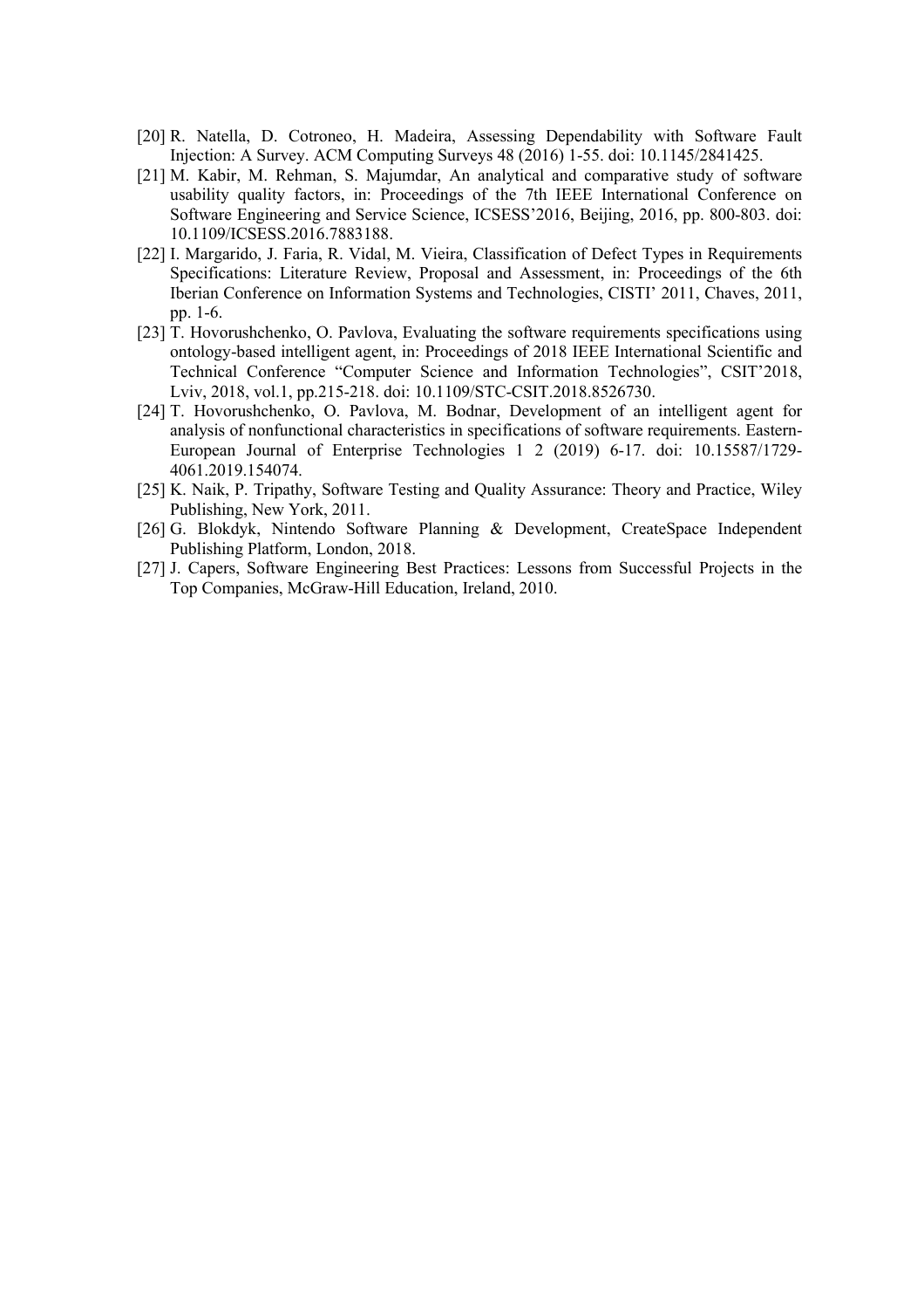[20] R. Natella, D. Cotroneo, H. Madeira, Assessing Dependability with Software Fault Injection: A Survey. ACM Computing Surveys 48 (2016) 1-55. doi: 10.1145/2841425.

[21] M. Kabir, M. Rehman, S. Majumdar, An analytical and comparative study of software usability quality factors, in: Proceedings of the 7th IEEE International Conference on Software Engineering and Service Science, ICSESS'2016, Beijing, 2016, pp. 800-803. doi: 10.1109/ICSESS.2016.7883188.

[22] I. Margarido, J. Faria, R. Vidal, M. Vieira, Classification of Defect Types in Requirements Specifications: Literature Review, Proposal and Assessment, in: Proceedings of the 6th Iberian Conference on Information Systems and Technologies, CISTI' 2011, Chaves, 2011, pp. 1-6.

[23] T. Hovorushchenko, O. Pavlova, Evaluating the software requirements specifications using ontology-based intelligent agent, in: Proceedings of 2018 IEEE International Scientific and Technical Conference "Computer Science and Information Technologies", CSIT'2018, Lviv, 2018, vol.1, pp.215-218. doi: 10.1109/STC-CSIT.2018.8526730.

[24] T. Hovorushchenko, O. Pavlova, M. Bodnar, Development of an intelligent agent for analysis of nonfunctional characteristics in specifications of software requirements. Eastern-European Journal of Enterprise Technologies 1 2 (2019) 6-17. doi: 10.15587/1729-4061.2019.154074.

[25] K. Naik, P. Tripathy, Software Testing and Quality Assurance: Theory and Practice, Wiley Publishing, New York, 2011.

[26] G. Blokdyk, Nintendo Software Planning & Development, CreateSpace Independent Publishing Platform, London, 2018.

[27] J. Capers, Software Engineering Best Practices: Lessons from Successful Projects in the Top Companies, McGraw-Hill Education, Ireland, 2010.